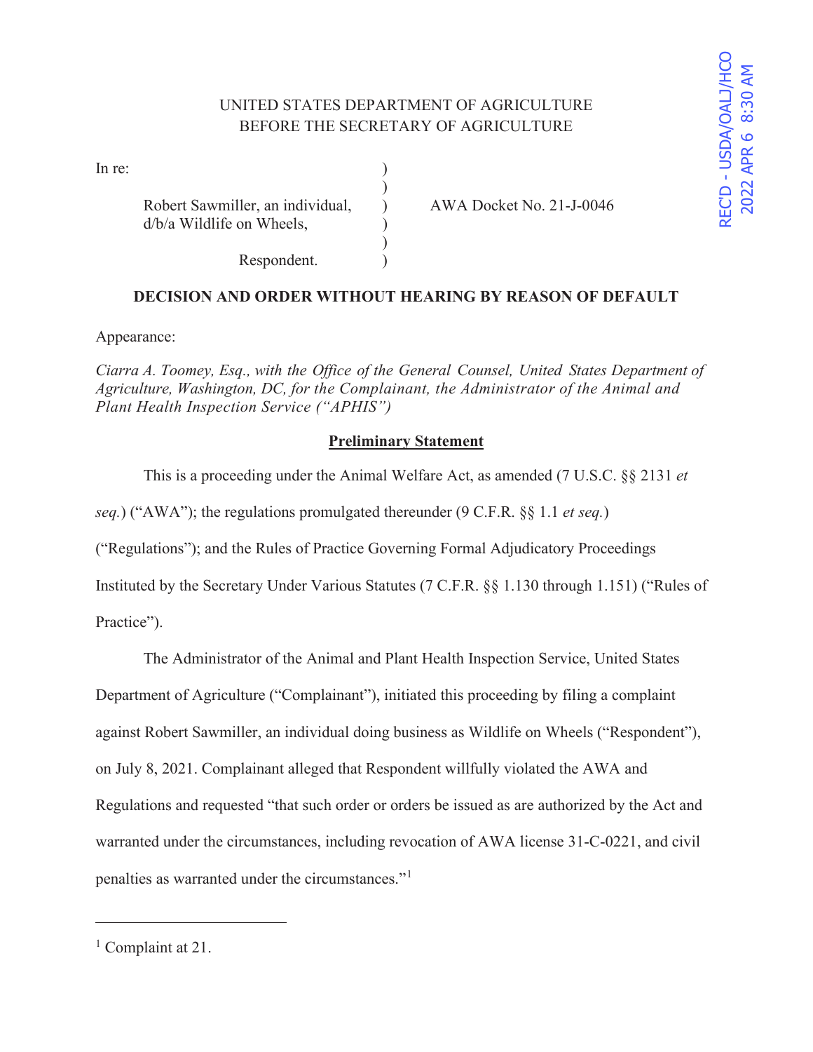UNITED STATES DEPARTMENT OF AGRICULTURE
BEFORE THE SECRETARY OF AGRICULTURE

REC'D - USDA/OALJ/HCO
2022 APR 6 8:30 AM

In re:

Robert Sawmiller, an individual, d/b/a Wildlife on Wheels,

Respondent.

AWA Docket No. 21-J-0046

**DECISION AND ORDER WITHOUT HEARING BY REASON OF DEFAULT**

Appearance:

*Ciarra A. Toomey, Esq., with the Office of the General Counsel, United States Department of Agriculture, Washington, DC, for the Complainant, the Administrator of the Animal and Plant Health Inspection Service ("APHIS")*

## Preliminary Statement

This is a proceeding under the Animal Welfare Act, as amended (7 U.S.C. §§ 2131 *et seq.*) ("AWA"); the regulations promulgated thereunder (9 C.F.R. §§ 1.1 *et seq.*) ("Regulations"); and the Rules of Practice Governing Formal Adjudicatory Proceedings Instituted by the Secretary Under Various Statutes (7 C.F.R. §§ 1.130 through 1.151) ("Rules of Practice").

The Administrator of the Animal and Plant Health Inspection Service, United States Department of Agriculture ("Complainant"), initiated this proceeding by filing a complaint against Robert Sawmiller, an individual doing business as Wildlife on Wheels ("Respondent"), on July 8, 2021. Complainant alleged that Respondent willfully violated the AWA and Regulations and requested "that such order or orders be issued as are authorized by the Act and warranted under the circumstances, including revocation of AWA license 31-C-0221, and civil penalties as warranted under the circumstances."[1]

---

[1] Complaint at 21.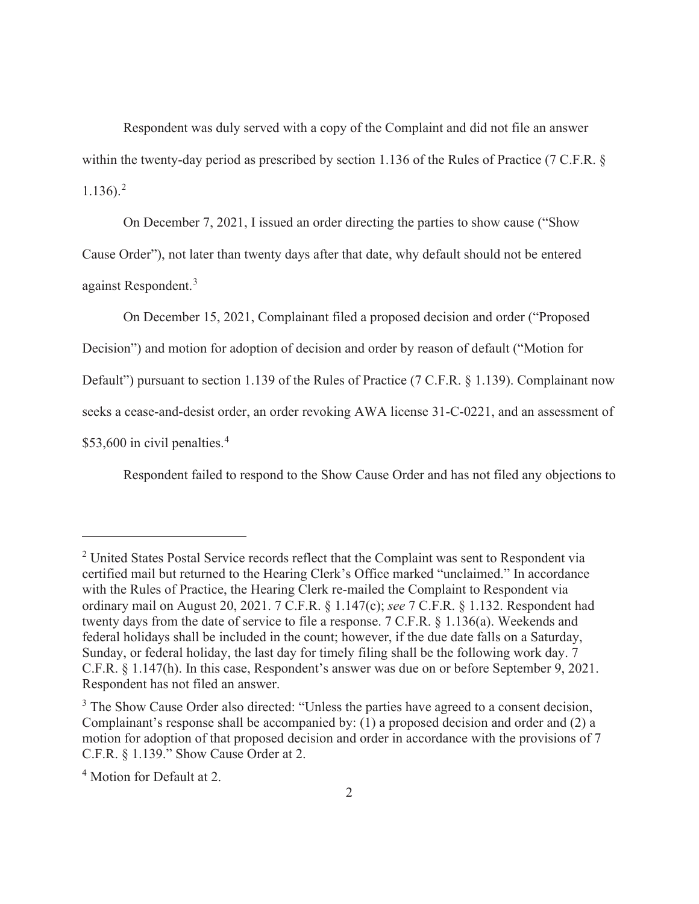Respondent was duly served with a copy of the Complaint and did not file an answer within the twenty-day period as prescribed by section 1.136 of the Rules of Practice (7 C.F.R. § 1.136).[2]

On December 7, 2021, I issued an order directing the parties to show cause ("Show Cause Order"), not later than twenty days after that date, why default should not be entered against Respondent.[3]

On December 15, 2021, Complainant filed a proposed decision and order ("Proposed Decision") and motion for adoption of decision and order by reason of default ("Motion for Default") pursuant to section 1.139 of the Rules of Practice (7 C.F.R. § 1.139). Complainant now seeks a cease-and-desist order, an order revoking AWA license 31-C-0221, and an assessment of $53,600 in civil penalties.[4]

Respondent failed to respond to the Show Cause Order and has not filed any objections to

---

[2] United States Postal Service records reflect that the Complaint was sent to Respondent via certified mail but returned to the Hearing Clerk's Office marked "unclaimed." In accordance with the Rules of Practice, the Hearing Clerk re-mailed the Complaint to Respondent via ordinary mail on August 20, 2021. 7 C.F.R. § 1.147(c); *see* 7 C.F.R. § 1.132. Respondent had twenty days from the date of service to file a response. 7 C.F.R. § 1.136(a). Weekends and federal holidays shall be included in the count; however, if the due date falls on a Saturday, Sunday, or federal holiday, the last day for timely filing shall be the following work day. 7 C.F.R. § 1.147(h). In this case, Respondent's answer was due on or before September 9, 2021. Respondent has not filed an answer.

[3] The Show Cause Order also directed: "Unless the parties have agreed to a consent decision, Complainant's response shall be accompanied by: (1) a proposed decision and order and (2) a motion for adoption of that proposed decision and order in accordance with the provisions of 7 C.F.R. § 1.139." Show Cause Order at 2.

[4] Motion for Default at 2.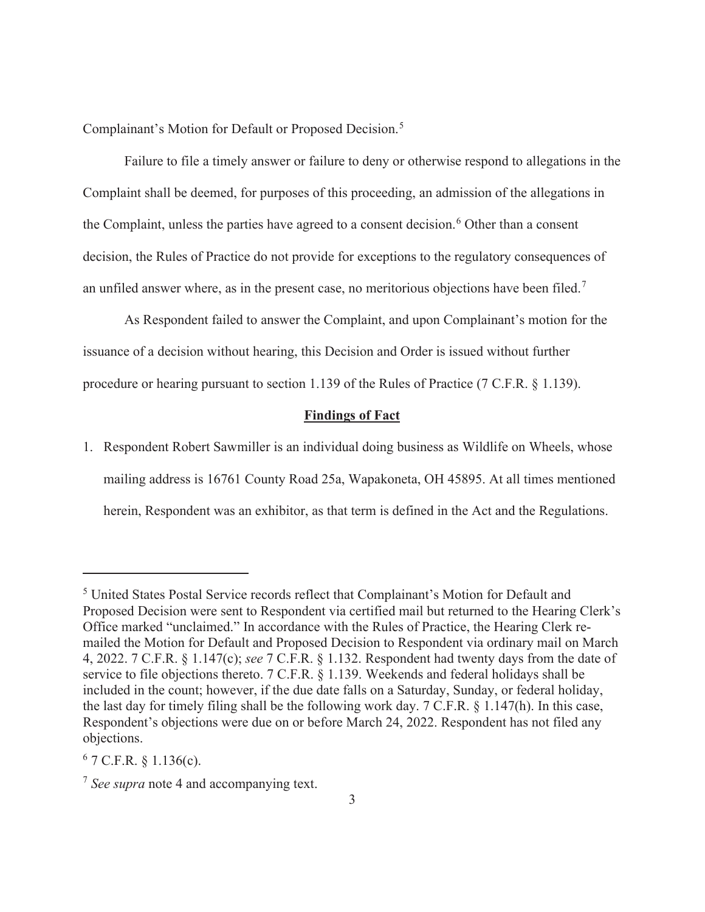Complainant's Motion for Default or Proposed Decision.[5]

Failure to file a timely answer or failure to deny or otherwise respond to allegations in the Complaint shall be deemed, for purposes of this proceeding, an admission of the allegations in the Complaint, unless the parties have agreed to a consent decision.[6] Other than a consent decision, the Rules of Practice do not provide for exceptions to the regulatory consequences of an unfiled answer where, as in the present case, no meritorious objections have been filed.[7]

As Respondent failed to answer the Complaint, and upon Complainant's motion for the issuance of a decision without hearing, this Decision and Order is issued without further procedure or hearing pursuant to section 1.139 of the Rules of Practice (7 C.F.R. § 1.139).

## **Findings of Fact**

1. Respondent Robert Sawmiller is an individual doing business as Wildlife on Wheels, whose mailing address is 16761 County Road 25a, Wapakoneta, OH 45895. At all times mentioned herein, Respondent was an exhibitor, as that term is defined in the Act and the Regulations.

---

[5] United States Postal Service records reflect that Complainant's Motion for Default and Proposed Decision were sent to Respondent via certified mail but returned to the Hearing Clerk's Office marked "unclaimed." In accordance with the Rules of Practice, the Hearing Clerk re-mailed the Motion for Default and Proposed Decision to Respondent via ordinary mail on March 4, 2022. 7 C.F.R. § 1.147(c); *see* 7 C.F.R. § 1.132. Respondent had twenty days from the date of service to file objections thereto. 7 C.F.R. § 1.139. Weekends and federal holidays shall be included in the count; however, if the due date falls on a Saturday, Sunday, or federal holiday, the last day for timely filing shall be the following work day. 7 C.F.R. § 1.147(h). In this case, Respondent's objections were due on or before March 24, 2022. Respondent has not filed any objections.

[6] 7 C.F.R. § 1.136(c).

[7] *See supra* note 4 and accompanying text.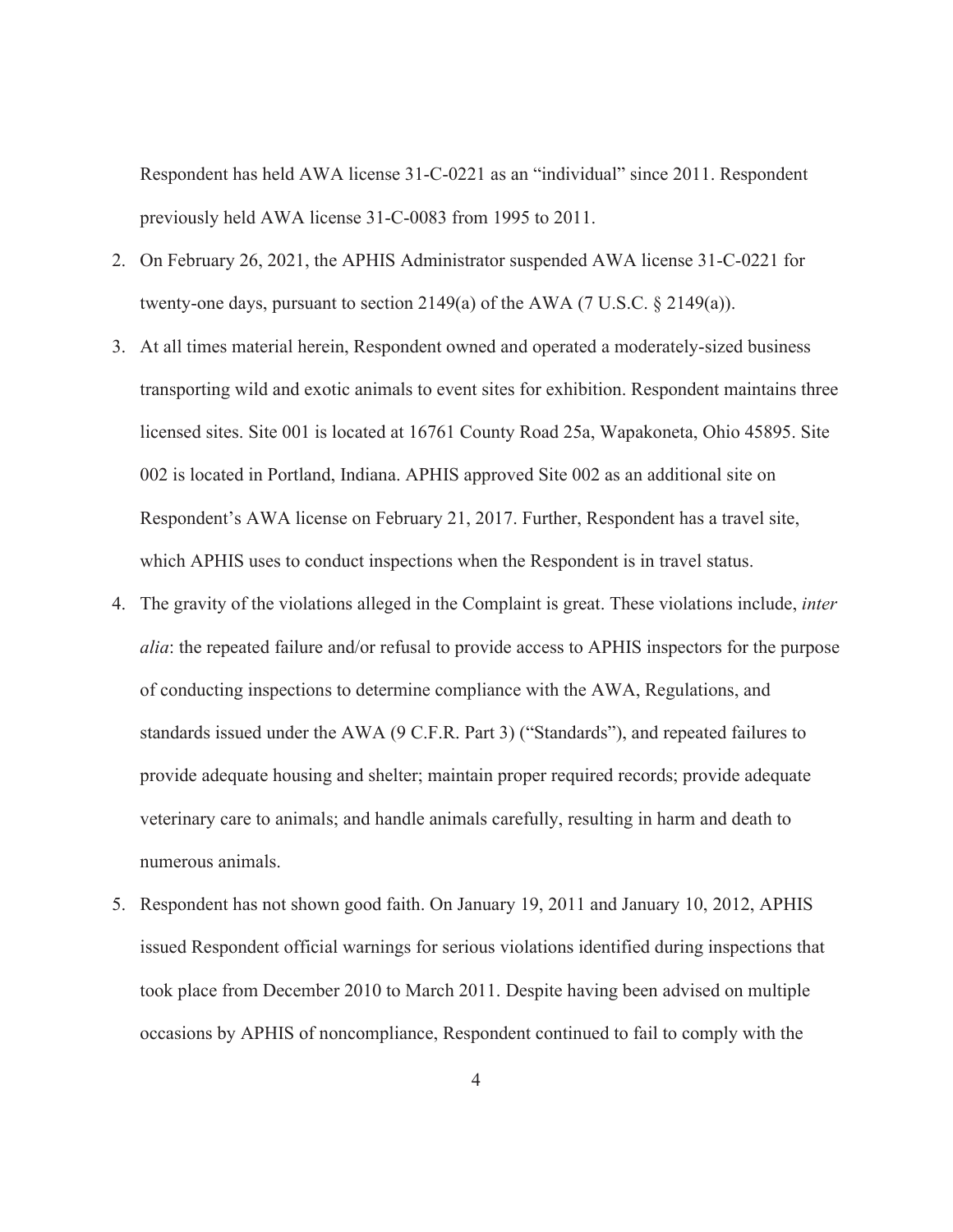Respondent has held AWA license 31-C-0221 as an "individual" since 2011. Respondent previously held AWA license 31-C-0083 from 1995 to 2011.

2. On February 26, 2021, the APHIS Administrator suspended AWA license 31-C-0221 for twenty-one days, pursuant to section 2149(a) of the AWA (7 U.S.C. § 2149(a)).
3. At all times material herein, Respondent owned and operated a moderately-sized business transporting wild and exotic animals to event sites for exhibition. Respondent maintains three licensed sites. Site 001 is located at 16761 County Road 25a, Wapakoneta, Ohio 45895. Site 002 is located in Portland, Indiana. APHIS approved Site 002 as an additional site on Respondent's AWA license on February 21, 2017. Further, Respondent has a travel site, which APHIS uses to conduct inspections when the Respondent is in travel status.
4. The gravity of the violations alleged in the Complaint is great. These violations include, *inter alia*: the repeated failure and/or refusal to provide access to APHIS inspectors for the purpose of conducting inspections to determine compliance with the AWA, Regulations, and standards issued under the AWA (9 C.F.R. Part 3) ("Standards"), and repeated failures to provide adequate housing and shelter; maintain proper required records; provide adequate veterinary care to animals; and handle animals carefully, resulting in harm and death to numerous animals.
5. Respondent has not shown good faith. On January 19, 2011 and January 10, 2012, APHIS issued Respondent official warnings for serious violations identified during inspections that took place from December 2010 to March 2011. Despite having been advised on multiple occasions by APHIS of noncompliance, Respondent continued to fail to comply with the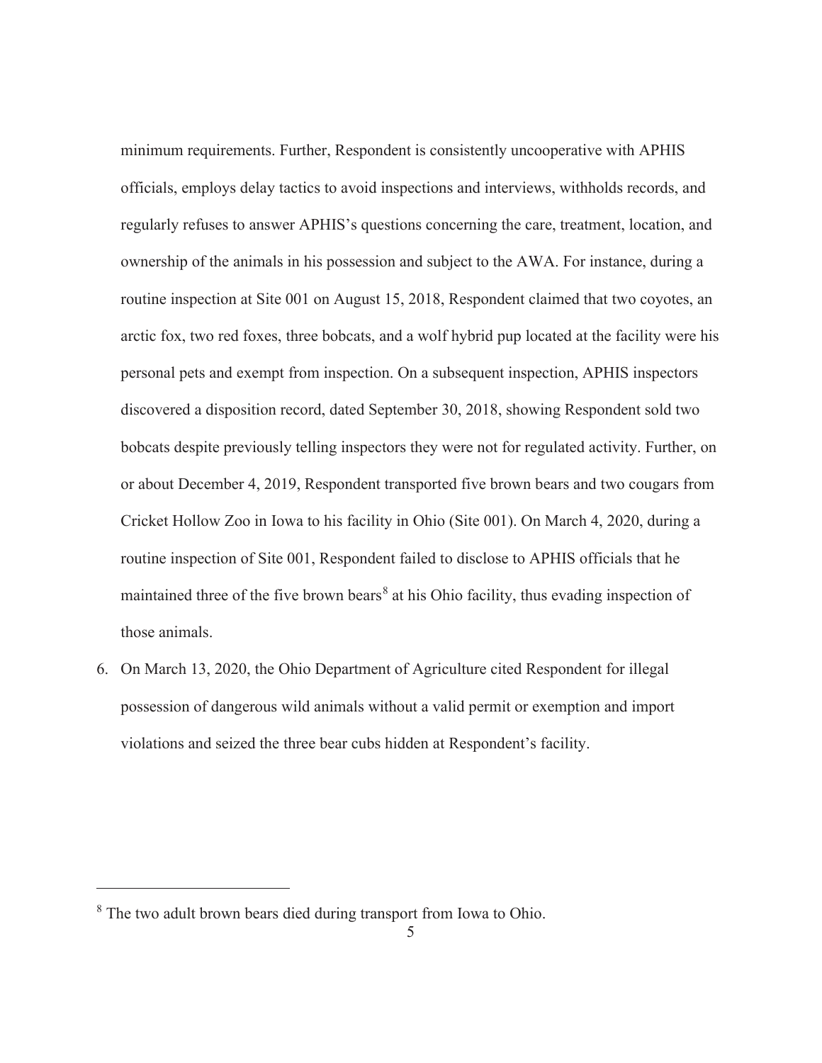minimum requirements. Further, Respondent is consistently uncooperative with APHIS officials, employs delay tactics to avoid inspections and interviews, withholds records, and regularly refuses to answer APHIS's questions concerning the care, treatment, location, and ownership of the animals in his possession and subject to the AWA. For instance, during a routine inspection at Site 001 on August 15, 2018, Respondent claimed that two coyotes, an arctic fox, two red foxes, three bobcats, and a wolf hybrid pup located at the facility were his personal pets and exempt from inspection. On a subsequent inspection, APHIS inspectors discovered a disposition record, dated September 30, 2018, showing Respondent sold two bobcats despite previously telling inspectors they were not for regulated activity. Further, on or about December 4, 2019, Respondent transported five brown bears and two cougars from Cricket Hollow Zoo in Iowa to his facility in Ohio (Site 001). On March 4, 2020, during a routine inspection of Site 001, Respondent failed to disclose to APHIS officials that he maintained three of the five brown bears[8] at his Ohio facility, thus evading inspection of those animals.

6. On March 13, 2020, the Ohio Department of Agriculture cited Respondent for illegal possession of dangerous wild animals without a valid permit or exemption and import violations and seized the three bear cubs hidden at Respondent's facility.

---

[8] The two adult brown bears died during transport from Iowa to Ohio.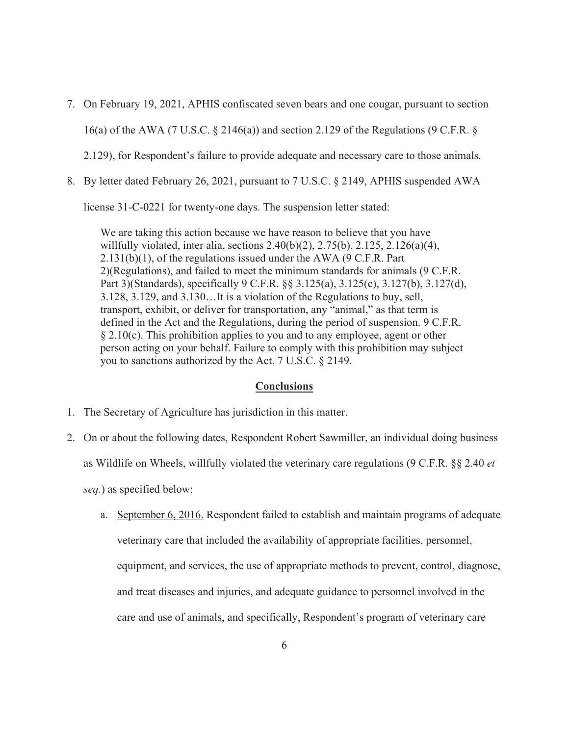7. On February 19, 2021, APHIS confiscated seven bears and one cougar, pursuant to section 16(a) of the AWA (7 U.S.C. § 2146(a)) and section 2.129 of the Regulations (9 C.F.R. § 2.129), for Respondent's failure to provide adequate and necessary care to those animals.

8. By letter dated February 26, 2021, pursuant to 7 U.S.C. § 2149, APHIS suspended AWA license 31-C-0221 for twenty-one days. The suspension letter stated:

   > We are taking this action because we have reason to believe that you have willfully violated, inter alia, sections 2.40(b)(2), 2.75(b), 2.125, 2.126(a)(4), 2.131(b)(1), of the regulations issued under the AWA (9 C.F.R. Part 2)(Regulations), and failed to meet the minimum standards for animals (9 C.F.R. Part 3)(Standards), specifically 9 C.F.R. §§ 3.125(a), 3.125(c), 3.127(b), 3.127(d), 3.128, 3.129, and 3.130…It is a violation of the Regulations to buy, sell, transport, exhibit, or deliver for transportation, any "animal," as that term is defined in the Act and the Regulations, during the period of suspension. 9 C.F.R. § 2.10(c). This prohibition applies to you and to any employee, agent or other person acting on your behalf. Failure to comply with this prohibition may subject you to sanctions authorized by the Act. 7 U.S.C. § 2149.

## Conclusions

1. The Secretary of Agriculture has jurisdiction in this matter.

2. On or about the following dates, Respondent Robert Sawmiller, an individual doing business as Wildlife on Wheels, willfully violated the veterinary care regulations (9 C.F.R. §§ 2.40 *et seq.*) as specified below:

   a. September 6, 2016. Respondent failed to establish and maintain programs of adequate veterinary care that included the availability of appropriate facilities, personnel, equipment, and services, the use of appropriate methods to prevent, control, diagnose, and treat diseases and injuries, and adequate guidance to personnel involved in the care and use of animals, and specifically, Respondent's program of veterinary care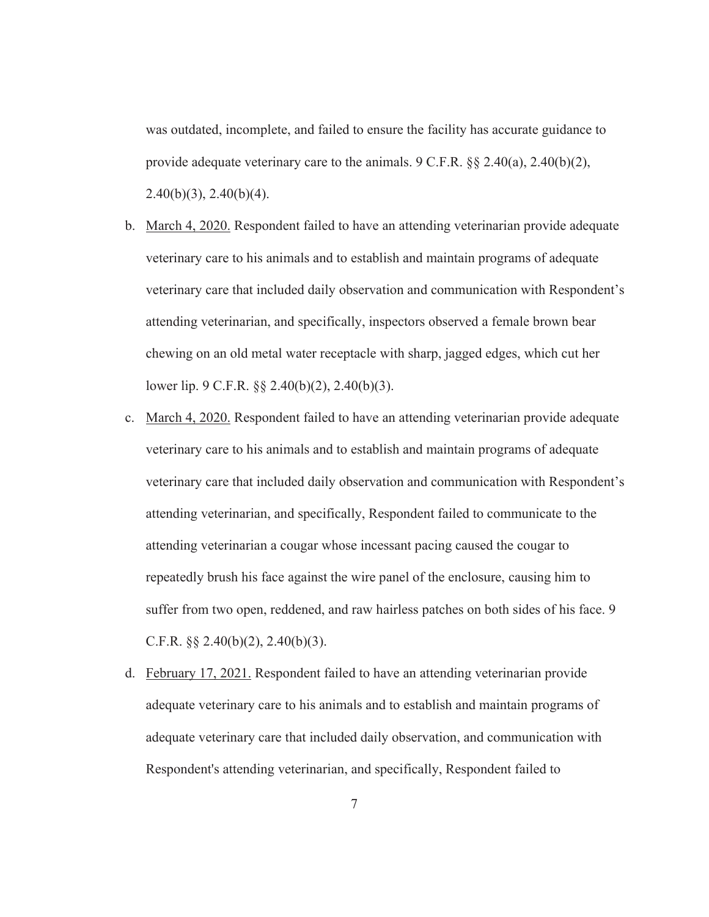was outdated, incomplete, and failed to ensure the facility has accurate guidance to provide adequate veterinary care to the animals. 9 C.F.R. §§ 2.40(a), 2.40(b)(2), 2.40(b)(3), 2.40(b)(4).

b. March 4, 2020. Respondent failed to have an attending veterinarian provide adequate veterinary care to his animals and to establish and maintain programs of adequate veterinary care that included daily observation and communication with Respondent's attending veterinarian, and specifically, inspectors observed a female brown bear chewing on an old metal water receptacle with sharp, jagged edges, which cut her lower lip. 9 C.F.R. §§ 2.40(b)(2), 2.40(b)(3).

c. March 4, 2020. Respondent failed to have an attending veterinarian provide adequate veterinary care to his animals and to establish and maintain programs of adequate veterinary care that included daily observation and communication with Respondent's attending veterinarian, and specifically, Respondent failed to communicate to the attending veterinarian a cougar whose incessant pacing caused the cougar to repeatedly brush his face against the wire panel of the enclosure, causing him to suffer from two open, reddened, and raw hairless patches on both sides of his face. 9 C.F.R. §§ 2.40(b)(2), 2.40(b)(3).

d. February 17, 2021. Respondent failed to have an attending veterinarian provide adequate veterinary care to his animals and to establish and maintain programs of adequate veterinary care that included daily observation, and communication with Respondent's attending veterinarian, and specifically, Respondent failed to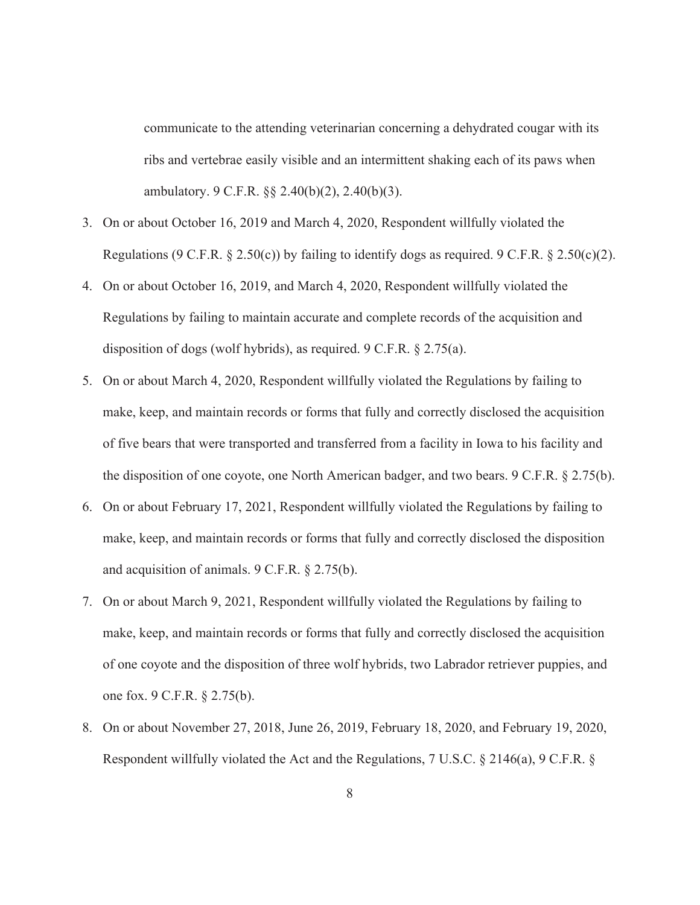communicate to the attending veterinarian concerning a dehydrated cougar with its ribs and vertebrae easily visible and an intermittent shaking each of its paws when ambulatory. 9 C.F.R. §§ 2.40(b)(2), 2.40(b)(3).

3. On or about October 16, 2019 and March 4, 2020, Respondent willfully violated the Regulations (9 C.F.R. § 2.50(c)) by failing to identify dogs as required. 9 C.F.R. § 2.50(c)(2).
4. On or about October 16, 2019, and March 4, 2020, Respondent willfully violated the Regulations by failing to maintain accurate and complete records of the acquisition and disposition of dogs (wolf hybrids), as required. 9 C.F.R. § 2.75(a).
5. On or about March 4, 2020, Respondent willfully violated the Regulations by failing to make, keep, and maintain records or forms that fully and correctly disclosed the acquisition of five bears that were transported and transferred from a facility in Iowa to his facility and the disposition of one coyote, one North American badger, and two bears. 9 C.F.R. § 2.75(b).
6. On or about February 17, 2021, Respondent willfully violated the Regulations by failing to make, keep, and maintain records or forms that fully and correctly disclosed the disposition and acquisition of animals. 9 C.F.R. § 2.75(b).
7. On or about March 9, 2021, Respondent willfully violated the Regulations by failing to make, keep, and maintain records or forms that fully and correctly disclosed the acquisition of one coyote and the disposition of three wolf hybrids, two Labrador retriever puppies, and one fox. 9 C.F.R. § 2.75(b).
8. On or about November 27, 2018, June 26, 2019, February 18, 2020, and February 19, 2020, Respondent willfully violated the Act and the Regulations, 7 U.S.C. § 2146(a), 9 C.F.R. §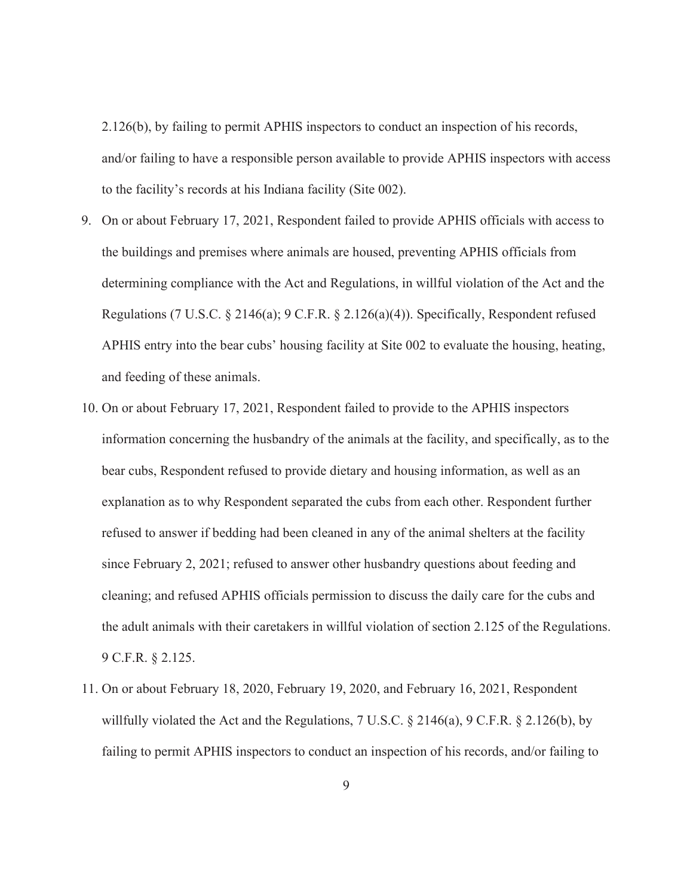2.126(b), by failing to permit APHIS inspectors to conduct an inspection of his records, and/or failing to have a responsible person available to provide APHIS inspectors with access to the facility's records at his Indiana facility (Site 002).

9. On or about February 17, 2021, Respondent failed to provide APHIS officials with access to the buildings and premises where animals are housed, preventing APHIS officials from determining compliance with the Act and Regulations, in willful violation of the Act and the Regulations (7 U.S.C. § 2146(a); 9 C.F.R. § 2.126(a)(4)). Specifically, Respondent refused APHIS entry into the bear cubs' housing facility at Site 002 to evaluate the housing, heating, and feeding of these animals.

10. On or about February 17, 2021, Respondent failed to provide to the APHIS inspectors information concerning the husbandry of the animals at the facility, and specifically, as to the bear cubs, Respondent refused to provide dietary and housing information, as well as an explanation as to why Respondent separated the cubs from each other. Respondent further refused to answer if bedding had been cleaned in any of the animal shelters at the facility since February 2, 2021; refused to answer other husbandry questions about feeding and cleaning; and refused APHIS officials permission to discuss the daily care for the cubs and the adult animals with their caretakers in willful violation of section 2.125 of the Regulations. 9 C.F.R. § 2.125.

11. On or about February 18, 2020, February 19, 2020, and February 16, 2021, Respondent willfully violated the Act and the Regulations, 7 U.S.C. § 2146(a), 9 C.F.R. § 2.126(b), by failing to permit APHIS inspectors to conduct an inspection of his records, and/or failing to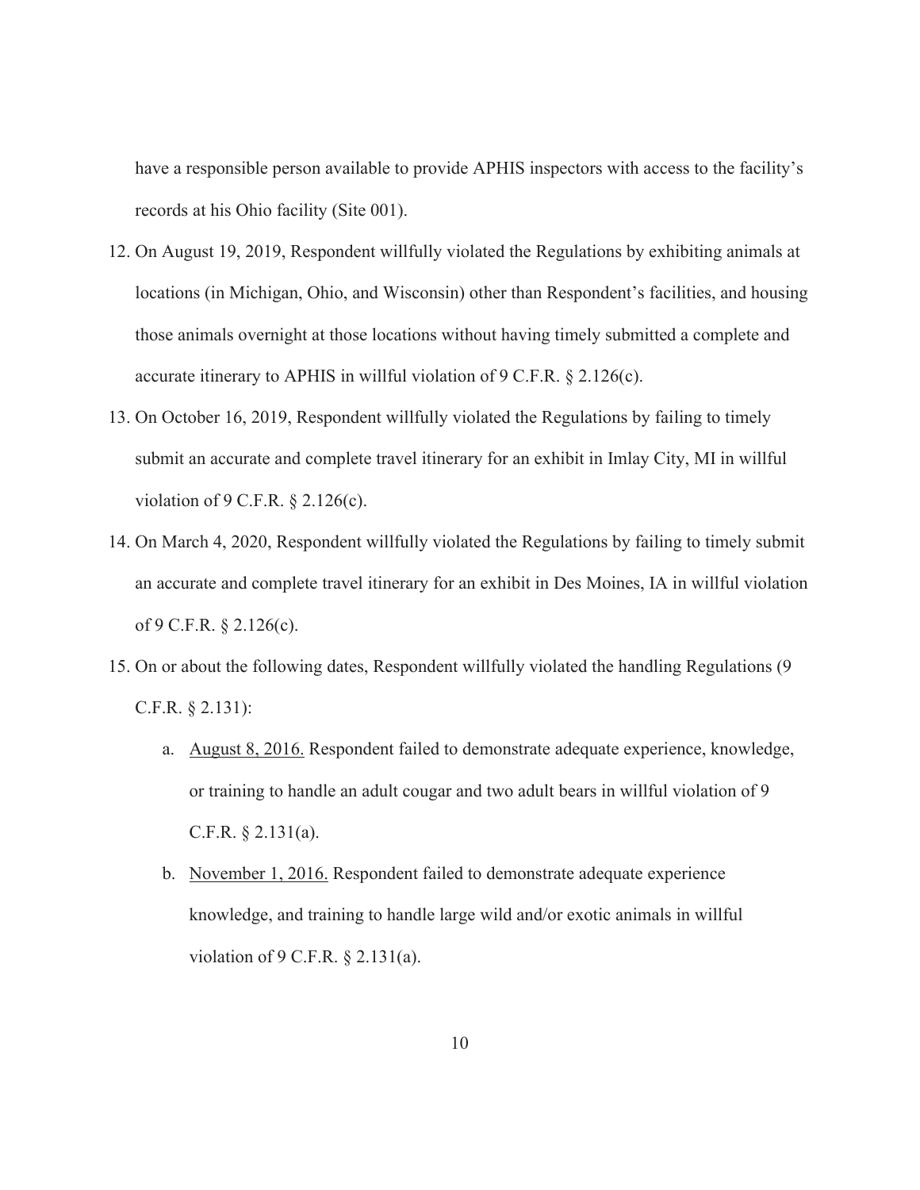have a responsible person available to provide APHIS inspectors with access to the facility's records at his Ohio facility (Site 001).

12. On August 19, 2019, Respondent willfully violated the Regulations by exhibiting animals at locations (in Michigan, Ohio, and Wisconsin) other than Respondent's facilities, and housing those animals overnight at those locations without having timely submitted a complete and accurate itinerary to APHIS in willful violation of 9 C.F.R. § 2.126(c).
13. On October 16, 2019, Respondent willfully violated the Regulations by failing to timely submit an accurate and complete travel itinerary for an exhibit in Imlay City, MI in willful violation of 9 C.F.R. § 2.126(c).
14. On March 4, 2020, Respondent willfully violated the Regulations by failing to timely submit an accurate and complete travel itinerary for an exhibit in Des Moines, IA in willful violation of 9 C.F.R. § 2.126(c).
15. On or about the following dates, Respondent willfully violated the handling Regulations (9 C.F.R. § 2.131):
    a. <u>August 8, 2016.</u> Respondent failed to demonstrate adequate experience, knowledge, or training to handle an adult cougar and two adult bears in willful violation of 9 C.F.R. § 2.131(a).
    b. <u>November 1, 2016.</u> Respondent failed to demonstrate adequate experience knowledge, and training to handle large wild and/or exotic animals in willful violation of 9 C.F.R. § 2.131(a).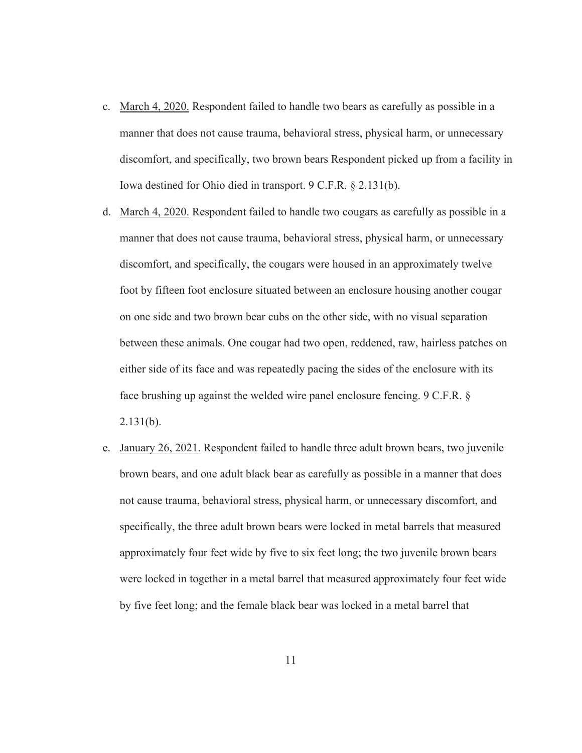c. March 4, 2020. Respondent failed to handle two bears as carefully as possible in a manner that does not cause trauma, behavioral stress, physical harm, or unnecessary discomfort, and specifically, two brown bears Respondent picked up from a facility in Iowa destined for Ohio died in transport. 9 C.F.R. § 2.131(b).

d. March 4, 2020. Respondent failed to handle two cougars as carefully as possible in a manner that does not cause trauma, behavioral stress, physical harm, or unnecessary discomfort, and specifically, the cougars were housed in an approximately twelve foot by fifteen foot enclosure situated between an enclosure housing another cougar on one side and two brown bear cubs on the other side, with no visual separation between these animals. One cougar had two open, reddened, raw, hairless patches on either side of its face and was repeatedly pacing the sides of the enclosure with its face brushing up against the welded wire panel enclosure fencing. 9 C.F.R. § 2.131(b).

e. January 26, 2021. Respondent failed to handle three adult brown bears, two juvenile brown bears, and one adult black bear as carefully as possible in a manner that does not cause trauma, behavioral stress, physical harm, or unnecessary discomfort, and specifically, the three adult brown bears were locked in metal barrels that measured approximately four feet wide by five to six feet long; the two juvenile brown bears were locked in together in a metal barrel that measured approximately four feet wide by five feet long; and the female black bear was locked in a metal barrel that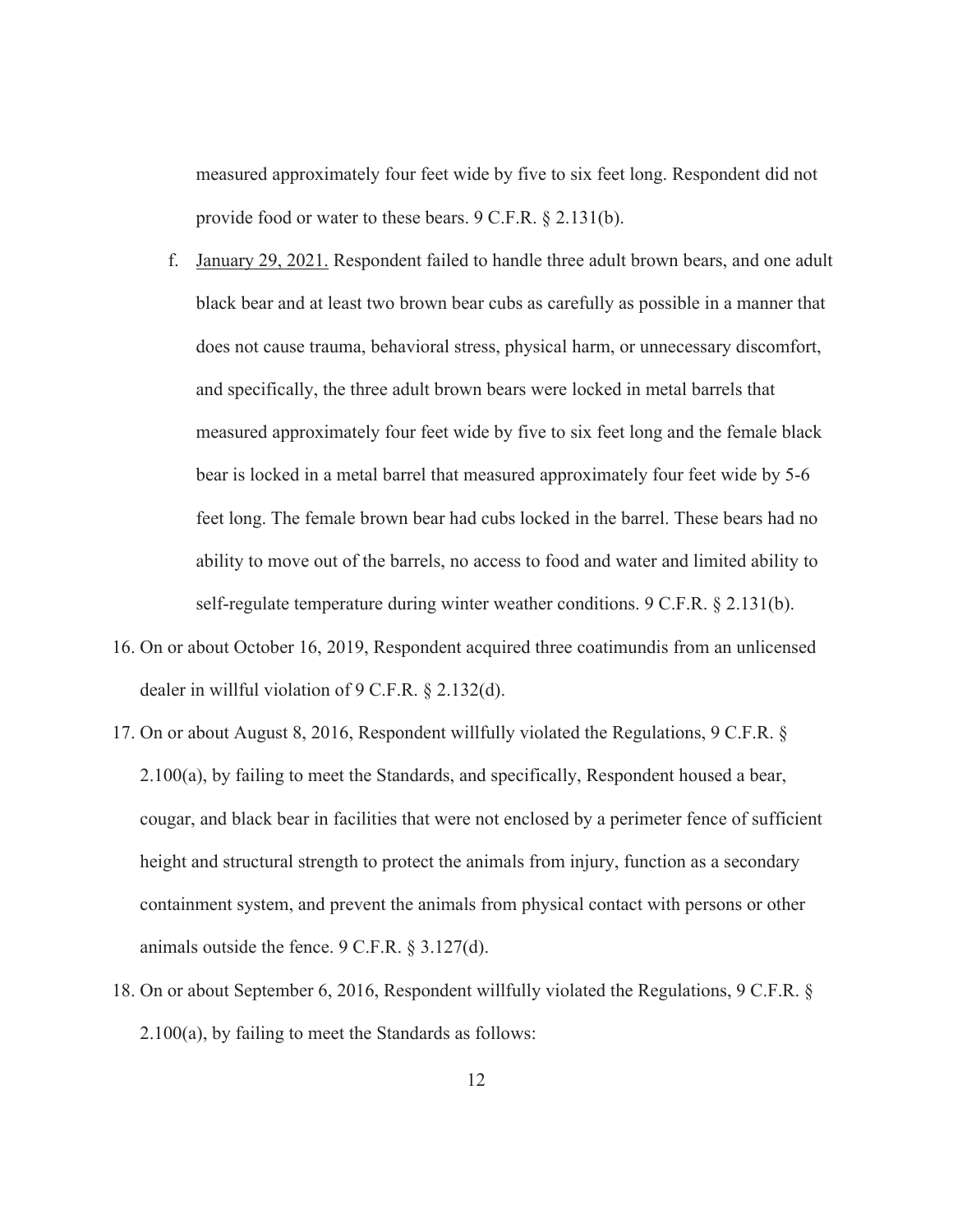measured approximately four feet wide by five to six feet long. Respondent did not provide food or water to these bears. 9 C.F.R. § 2.131(b).

   f. <u>January 29, 2021.</u> Respondent failed to handle three adult brown bears, and one adult black bear and at least two brown bear cubs as carefully as possible in a manner that does not cause trauma, behavioral stress, physical harm, or unnecessary discomfort, and specifically, the three adult brown bears were locked in metal barrels that measured approximately four feet wide by five to six feet long and the female black bear is locked in a metal barrel that measured approximately four feet wide by 5-6 feet long. The female brown bear had cubs locked in the barrel. These bears had no ability to move out of the barrels, no access to food and water and limited ability to self-regulate temperature during winter weather conditions. 9 C.F.R. § 2.131(b).

16. On or about October 16, 2019, Respondent acquired three coatimundis from an unlicensed dealer in willful violation of 9 C.F.R. § 2.132(d).

17. On or about August 8, 2016, Respondent willfully violated the Regulations, 9 C.F.R. § 2.100(a), by failing to meet the Standards, and specifically, Respondent housed a bear, cougar, and black bear in facilities that were not enclosed by a perimeter fence of sufficient height and structural strength to protect the animals from injury, function as a secondary containment system, and prevent the animals from physical contact with persons or other animals outside the fence. 9 C.F.R. § 3.127(d).

18. On or about September 6, 2016, Respondent willfully violated the Regulations, 9 C.F.R. § 2.100(a), by failing to meet the Standards as follows: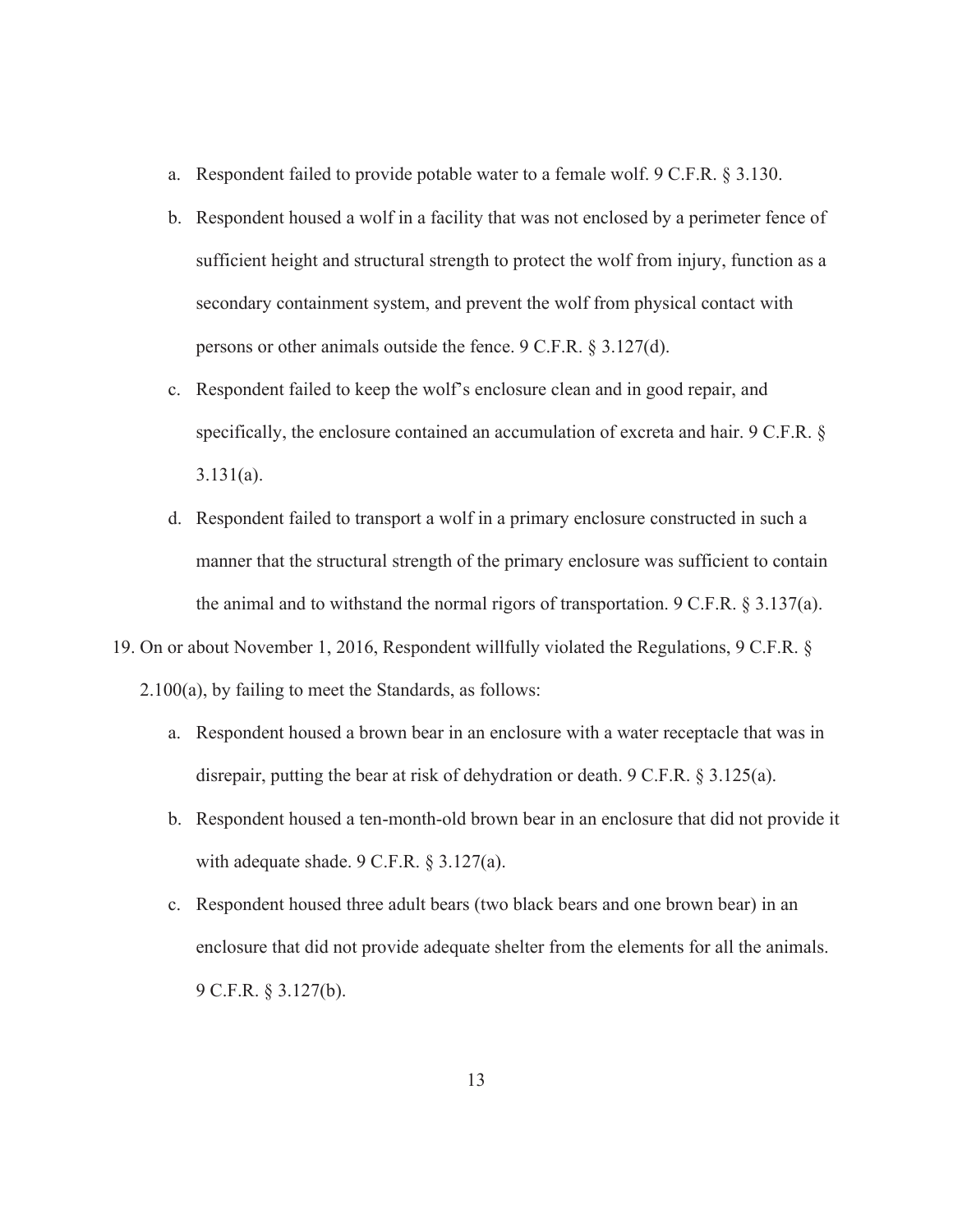a. Respondent failed to provide potable water to a female wolf. 9 C.F.R. § 3.130.

b. Respondent housed a wolf in a facility that was not enclosed by a perimeter fence of sufficient height and structural strength to protect the wolf from injury, function as a secondary containment system, and prevent the wolf from physical contact with persons or other animals outside the fence. 9 C.F.R. § 3.127(d).

c. Respondent failed to keep the wolf's enclosure clean and in good repair, and specifically, the enclosure contained an accumulation of excreta and hair. 9 C.F.R. § 3.131(a).

d. Respondent failed to transport a wolf in a primary enclosure constructed in such a manner that the structural strength of the primary enclosure was sufficient to contain the animal and to withstand the normal rigors of transportation. 9 C.F.R. § 3.137(a).

19. On or about November 1, 2016, Respondent willfully violated the Regulations, 9 C.F.R. § 2.100(a), by failing to meet the Standards, as follows:

 a. Respondent housed a brown bear in an enclosure with a water receptacle that was in disrepair, putting the bear at risk of dehydration or death. 9 C.F.R. § 3.125(a).

 b. Respondent housed a ten-month-old brown bear in an enclosure that did not provide it with adequate shade. 9 C.F.R. § 3.127(a).

 c. Respondent housed three adult bears (two black bears and one brown bear) in an enclosure that did not provide adequate shelter from the elements for all the animals. 9 C.F.R. § 3.127(b).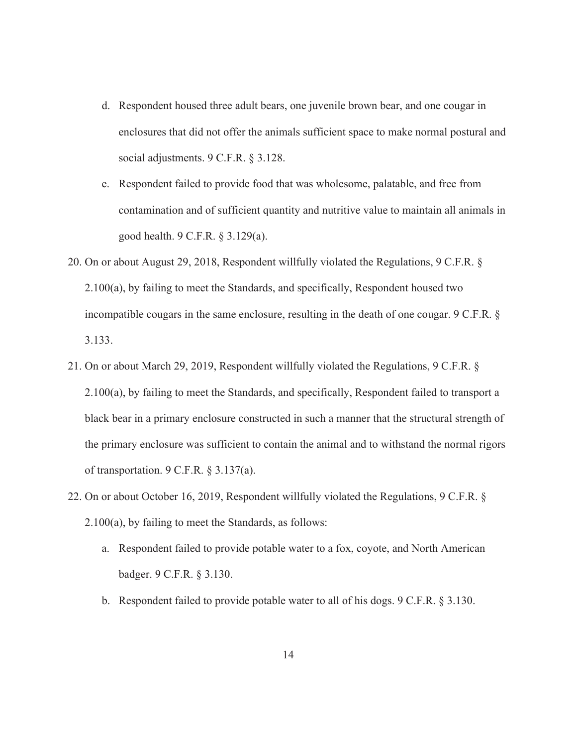d. Respondent housed three adult bears, one juvenile brown bear, and one cougar in enclosures that did not offer the animals sufficient space to make normal postural and social adjustments. 9 C.F.R. § 3.128.

e. Respondent failed to provide food that was wholesome, palatable, and free from contamination and of sufficient quantity and nutritive value to maintain all animals in good health. 9 C.F.R. § 3.129(a).

20. On or about August 29, 2018, Respondent willfully violated the Regulations, 9 C.F.R. § 2.100(a), by failing to meet the Standards, and specifically, Respondent housed two incompatible cougars in the same enclosure, resulting in the death of one cougar. 9 C.F.R. § 3.133.

21. On or about March 29, 2019, Respondent willfully violated the Regulations, 9 C.F.R. § 2.100(a), by failing to meet the Standards, and specifically, Respondent failed to transport a black bear in a primary enclosure constructed in such a manner that the structural strength of the primary enclosure was sufficient to contain the animal and to withstand the normal rigors of transportation. 9 C.F.R. § 3.137(a).

22. On or about October 16, 2019, Respondent willfully violated the Regulations, 9 C.F.R. § 2.100(a), by failing to meet the Standards, as follows:

    a. Respondent failed to provide potable water to a fox, coyote, and North American badger. 9 C.F.R. § 3.130.

    b. Respondent failed to provide potable water to all of his dogs. 9 C.F.R. § 3.130.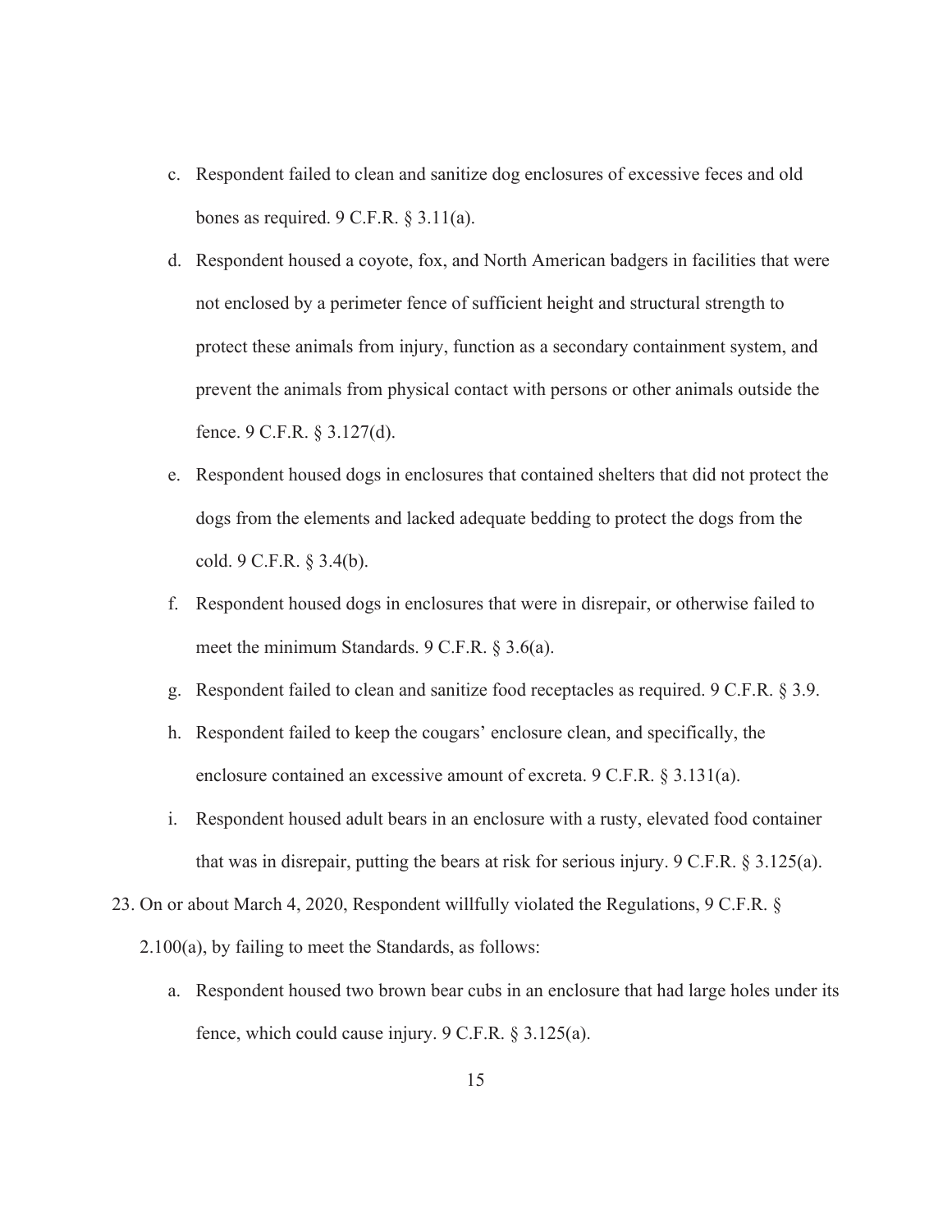c. Respondent failed to clean and sanitize dog enclosures of excessive feces and old bones as required. 9 C.F.R. § 3.11(a).

d. Respondent housed a coyote, fox, and North American badgers in facilities that were not enclosed by a perimeter fence of sufficient height and structural strength to protect these animals from injury, function as a secondary containment system, and prevent the animals from physical contact with persons or other animals outside the fence. 9 C.F.R. § 3.127(d).

e. Respondent housed dogs in enclosures that contained shelters that did not protect the dogs from the elements and lacked adequate bedding to protect the dogs from the cold. 9 C.F.R. § 3.4(b).

f. Respondent housed dogs in enclosures that were in disrepair, or otherwise failed to meet the minimum Standards. 9 C.F.R. § 3.6(a).

g. Respondent failed to clean and sanitize food receptacles as required. 9 C.F.R. § 3.9.

h. Respondent failed to keep the cougars' enclosure clean, and specifically, the enclosure contained an excessive amount of excreta. 9 C.F.R. § 3.131(a).

i. Respondent housed adult bears in an enclosure with a rusty, elevated food container that was in disrepair, putting the bears at risk for serious injury. 9 C.F.R. § 3.125(a).

23. On or about March 4, 2020, Respondent willfully violated the Regulations, 9 C.F.R. § 2.100(a), by failing to meet the Standards, as follows:

   a. Respondent housed two brown bear cubs in an enclosure that had large holes under its fence, which could cause injury. 9 C.F.R. § 3.125(a).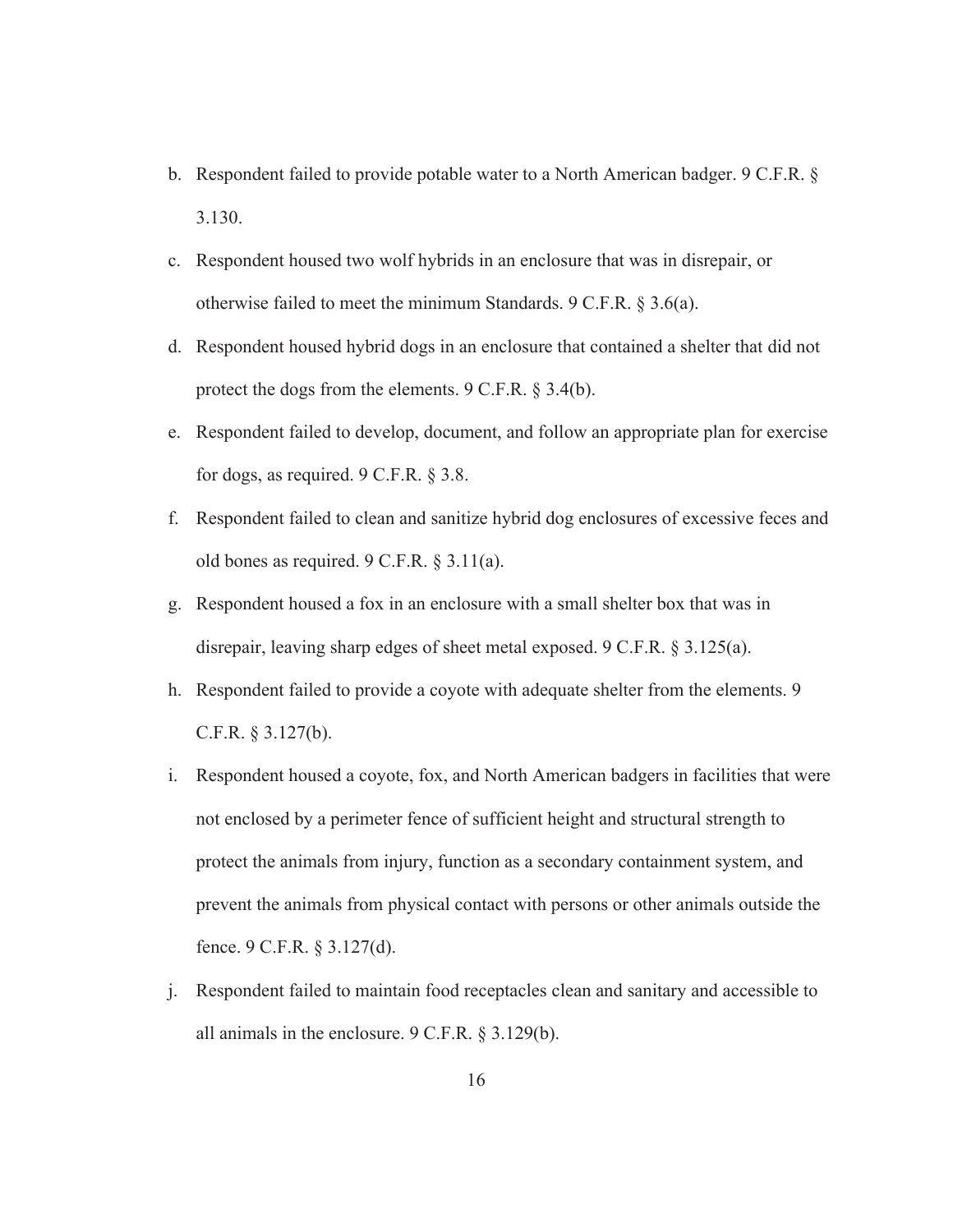b. Respondent failed to provide potable water to a North American badger. 9 C.F.R. § 3.130.

c. Respondent housed two wolf hybrids in an enclosure that was in disrepair, or otherwise failed to meet the minimum Standards. 9 C.F.R. § 3.6(a).

d. Respondent housed hybrid dogs in an enclosure that contained a shelter that did not protect the dogs from the elements. 9 C.F.R. § 3.4(b).

e. Respondent failed to develop, document, and follow an appropriate plan for exercise for dogs, as required. 9 C.F.R. § 3.8.

f. Respondent failed to clean and sanitize hybrid dog enclosures of excessive feces and old bones as required. 9 C.F.R. § 3.11(a).

g. Respondent housed a fox in an enclosure with a small shelter box that was in disrepair, leaving sharp edges of sheet metal exposed. 9 C.F.R. § 3.125(a).

h. Respondent failed to provide a coyote with adequate shelter from the elements. 9 C.F.R. § 3.127(b).

i. Respondent housed a coyote, fox, and North American badgers in facilities that were not enclosed by a perimeter fence of sufficient height and structural strength to protect the animals from injury, function as a secondary containment system, and prevent the animals from physical contact with persons or other animals outside the fence. 9 C.F.R. § 3.127(d).

j. Respondent failed to maintain food receptacles clean and sanitary and accessible to all animals in the enclosure. 9 C.F.R. § 3.129(b).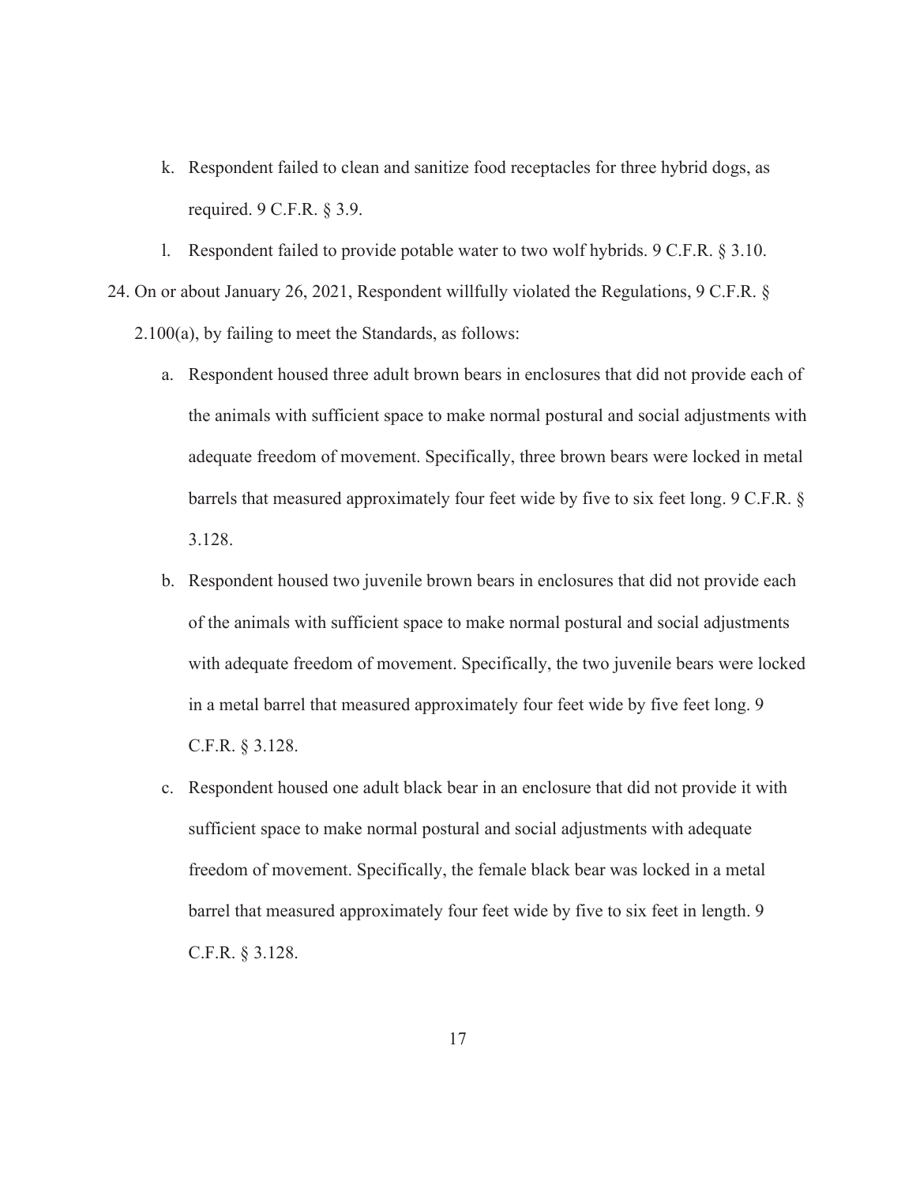k. Respondent failed to clean and sanitize food receptacles for three hybrid dogs, as required. 9 C.F.R. § 3.9.

l. Respondent failed to provide potable water to two wolf hybrids. 9 C.F.R. § 3.10.

24. On or about January 26, 2021, Respondent willfully violated the Regulations, 9 C.F.R. § 2.100(a), by failing to meet the Standards, as follows:

    a. Respondent housed three adult brown bears in enclosures that did not provide each of the animals with sufficient space to make normal postural and social adjustments with adequate freedom of movement. Specifically, three brown bears were locked in metal barrels that measured approximately four feet wide by five to six feet long. 9 C.F.R. § 3.128.

    b. Respondent housed two juvenile brown bears in enclosures that did not provide each of the animals with sufficient space to make normal postural and social adjustments with adequate freedom of movement. Specifically, the two juvenile bears were locked in a metal barrel that measured approximately four feet wide by five feet long. 9 C.F.R. § 3.128.

    c. Respondent housed one adult black bear in an enclosure that did not provide it with sufficient space to make normal postural and social adjustments with adequate freedom of movement. Specifically, the female black bear was locked in a metal barrel that measured approximately four feet wide by five to six feet in length. 9 C.F.R. § 3.128.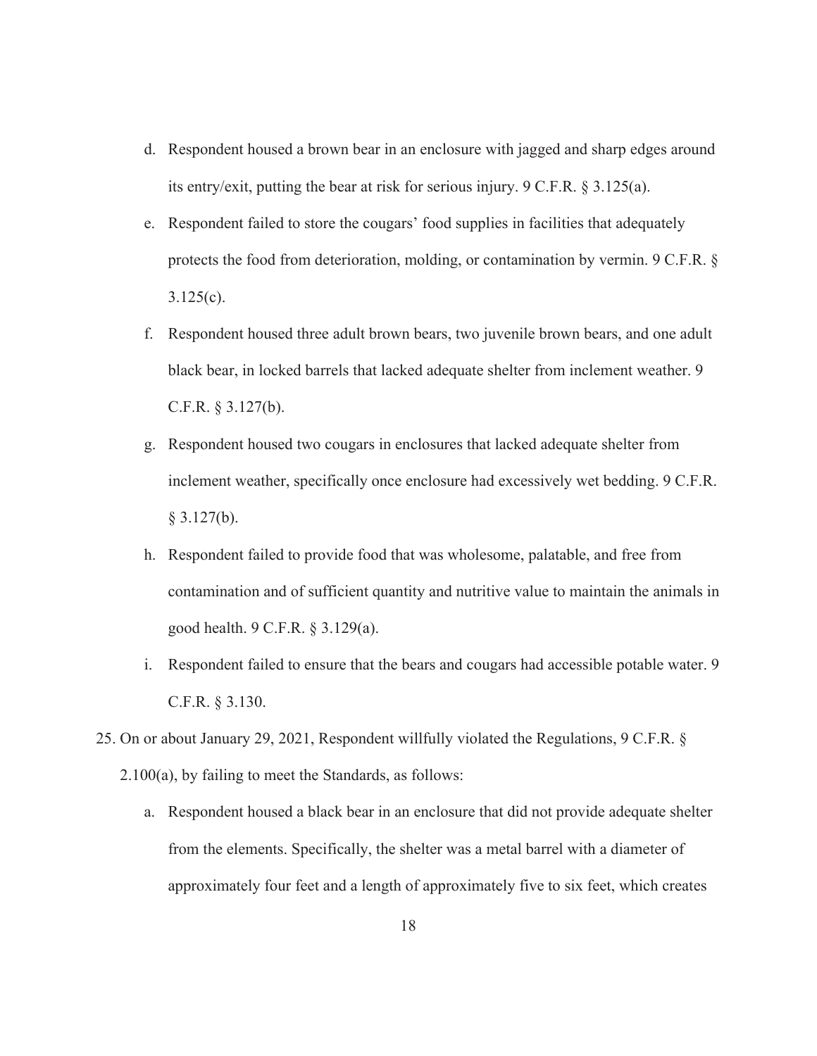d. Respondent housed a brown bear in an enclosure with jagged and sharp edges around its entry/exit, putting the bear at risk for serious injury. 9 C.F.R. § 3.125(a).

e. Respondent failed to store the cougars' food supplies in facilities that adequately protects the food from deterioration, molding, or contamination by vermin. 9 C.F.R. § 3.125(c).

f. Respondent housed three adult brown bears, two juvenile brown bears, and one adult black bear, in locked barrels that lacked adequate shelter from inclement weather. 9 C.F.R. § 3.127(b).

g. Respondent housed two cougars in enclosures that lacked adequate shelter from inclement weather, specifically once enclosure had excessively wet bedding. 9 C.F.R. § 3.127(b).

h. Respondent failed to provide food that was wholesome, palatable, and free from contamination and of sufficient quantity and nutritive value to maintain the animals in good health. 9 C.F.R. § 3.129(a).

i. Respondent failed to ensure that the bears and cougars had accessible potable water. 9 C.F.R. § 3.130.

25. On or about January 29, 2021, Respondent willfully violated the Regulations, 9 C.F.R. § 2.100(a), by failing to meet the Standards, as follows:

   a. Respondent housed a black bear in an enclosure that did not provide adequate shelter from the elements. Specifically, the shelter was a metal barrel with a diameter of approximately four feet and a length of approximately five to six feet, which creates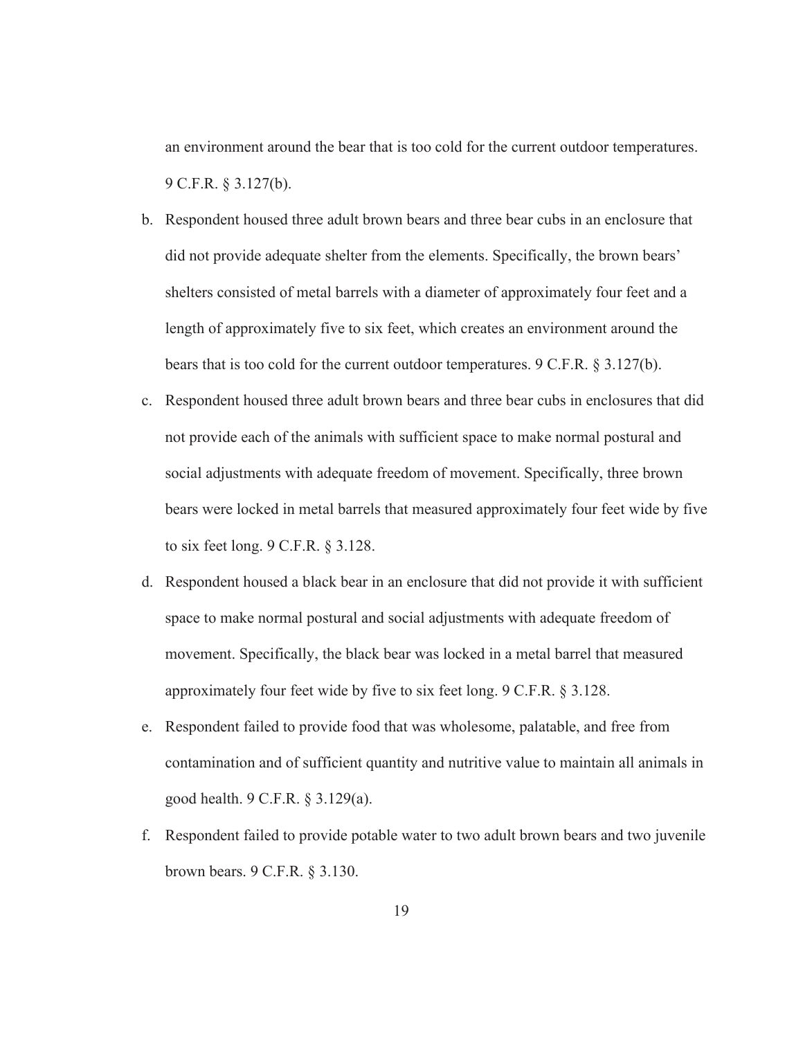an environment around the bear that is too cold for the current outdoor temperatures. 9 C.F.R. § 3.127(b).

b. Respondent housed three adult brown bears and three bear cubs in an enclosure that did not provide adequate shelter from the elements. Specifically, the brown bears' shelters consisted of metal barrels with a diameter of approximately four feet and a length of approximately five to six feet, which creates an environment around the bears that is too cold for the current outdoor temperatures. 9 C.F.R. § 3.127(b).

c. Respondent housed three adult brown bears and three bear cubs in enclosures that did not provide each of the animals with sufficient space to make normal postural and social adjustments with adequate freedom of movement. Specifically, three brown bears were locked in metal barrels that measured approximately four feet wide by five to six feet long. 9 C.F.R. § 3.128.

d. Respondent housed a black bear in an enclosure that did not provide it with sufficient space to make normal postural and social adjustments with adequate freedom of movement. Specifically, the black bear was locked in a metal barrel that measured approximately four feet wide by five to six feet long. 9 C.F.R. § 3.128.

e. Respondent failed to provide food that was wholesome, palatable, and free from contamination and of sufficient quantity and nutritive value to maintain all animals in good health. 9 C.F.R. § 3.129(a).

f. Respondent failed to provide potable water to two adult brown bears and two juvenile brown bears. 9 C.F.R. § 3.130.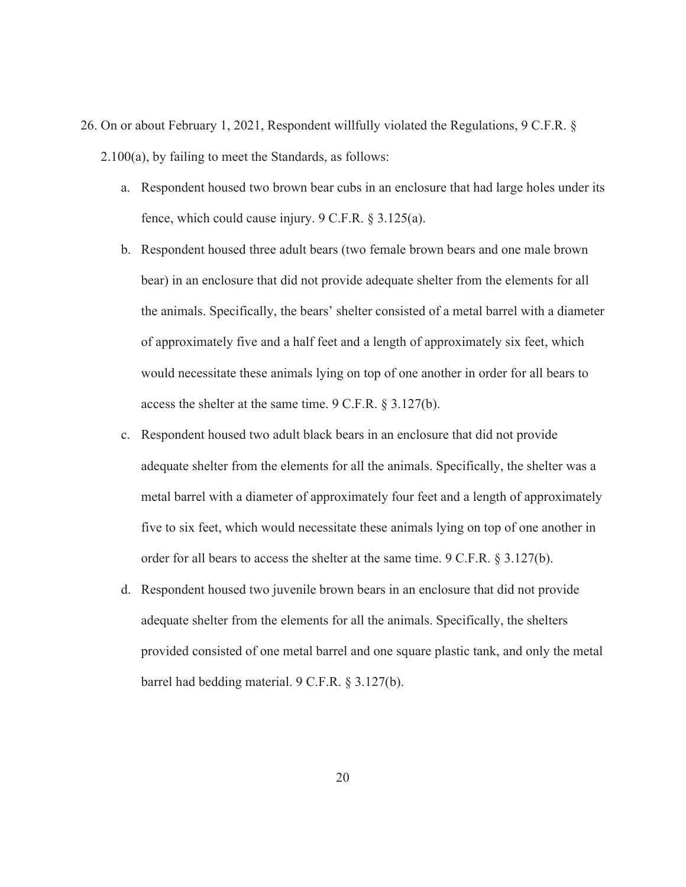26. On or about February 1, 2021, Respondent willfully violated the Regulations, 9 C.F.R. § 2.100(a), by failing to meet the Standards, as follows:

    a. Respondent housed two brown bear cubs in an enclosure that had large holes under its fence, which could cause injury. 9 C.F.R. § 3.125(a).

    b. Respondent housed three adult bears (two female brown bears and one male brown bear) in an enclosure that did not provide adequate shelter from the elements for all the animals. Specifically, the bears' shelter consisted of a metal barrel with a diameter of approximately five and a half feet and a length of approximately six feet, which would necessitate these animals lying on top of one another in order for all bears to access the shelter at the same time. 9 C.F.R. § 3.127(b).

    c. Respondent housed two adult black bears in an enclosure that did not provide adequate shelter from the elements for all the animals. Specifically, the shelter was a metal barrel with a diameter of approximately four feet and a length of approximately five to six feet, which would necessitate these animals lying on top of one another in order for all bears to access the shelter at the same time. 9 C.F.R. § 3.127(b).

    d. Respondent housed two juvenile brown bears in an enclosure that did not provide adequate shelter from the elements for all the animals. Specifically, the shelters provided consisted of one metal barrel and one square plastic tank, and only the metal barrel had bedding material. 9 C.F.R. § 3.127(b).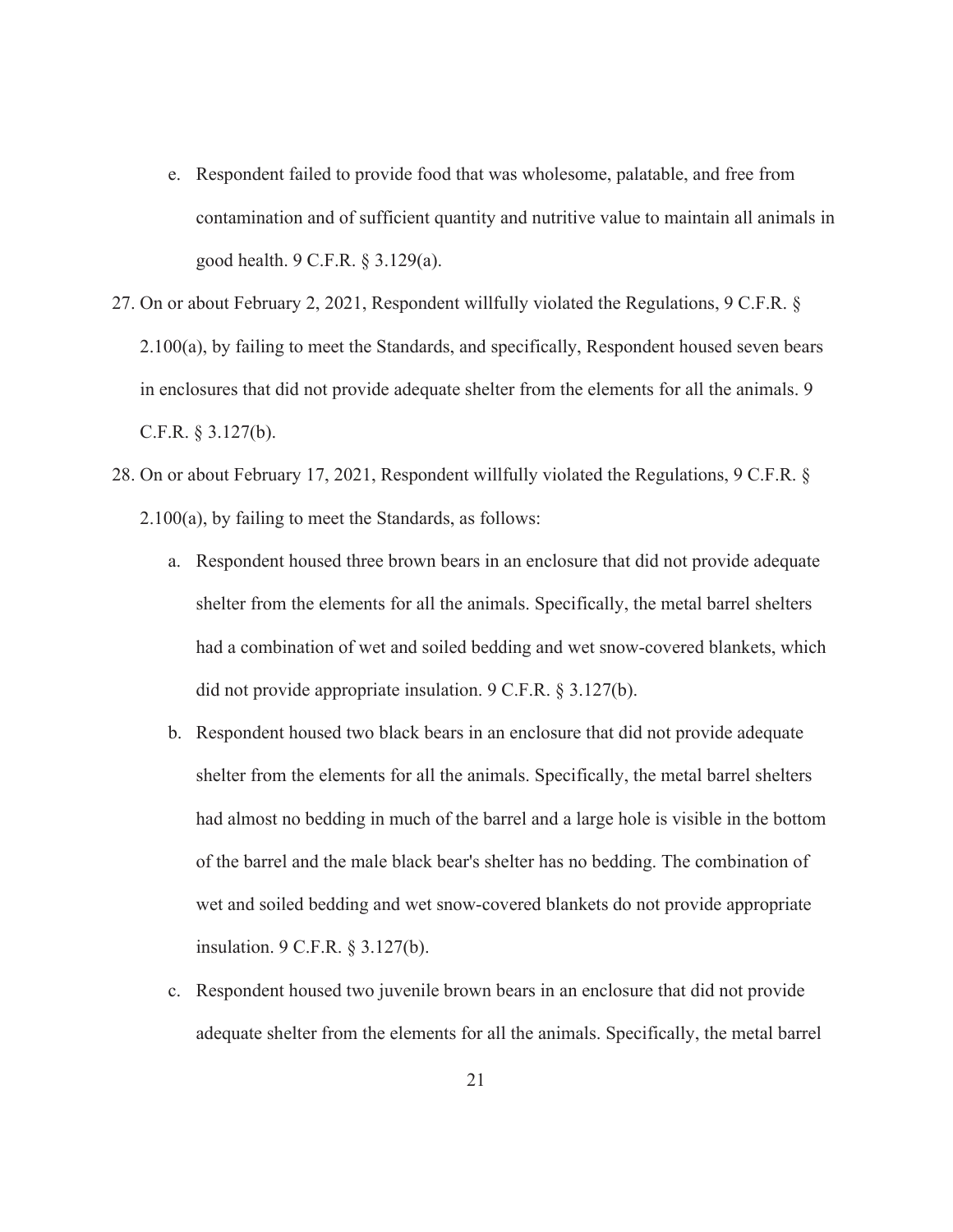e. Respondent failed to provide food that was wholesome, palatable, and free from contamination and of sufficient quantity and nutritive value to maintain all animals in good health. 9 C.F.R. § 3.129(a).

27. On or about February 2, 2021, Respondent willfully violated the Regulations, 9 C.F.R. § 2.100(a), by failing to meet the Standards, and specifically, Respondent housed seven bears in enclosures that did not provide adequate shelter from the elements for all the animals. 9 C.F.R. § 3.127(b).

28. On or about February 17, 2021, Respondent willfully violated the Regulations, 9 C.F.R. § 2.100(a), by failing to meet the Standards, as follows:

   a. Respondent housed three brown bears in an enclosure that did not provide adequate shelter from the elements for all the animals. Specifically, the metal barrel shelters had a combination of wet and soiled bedding and wet snow-covered blankets, which did not provide appropriate insulation. 9 C.F.R. § 3.127(b).

   b. Respondent housed two black bears in an enclosure that did not provide adequate shelter from the elements for all the animals. Specifically, the metal barrel shelters had almost no bedding in much of the barrel and a large hole is visible in the bottom of the barrel and the male black bear's shelter has no bedding. The combination of wet and soiled bedding and wet snow-covered blankets do not provide appropriate insulation. 9 C.F.R. § 3.127(b).

   c. Respondent housed two juvenile brown bears in an enclosure that did not provide adequate shelter from the elements for all the animals. Specifically, the metal barrel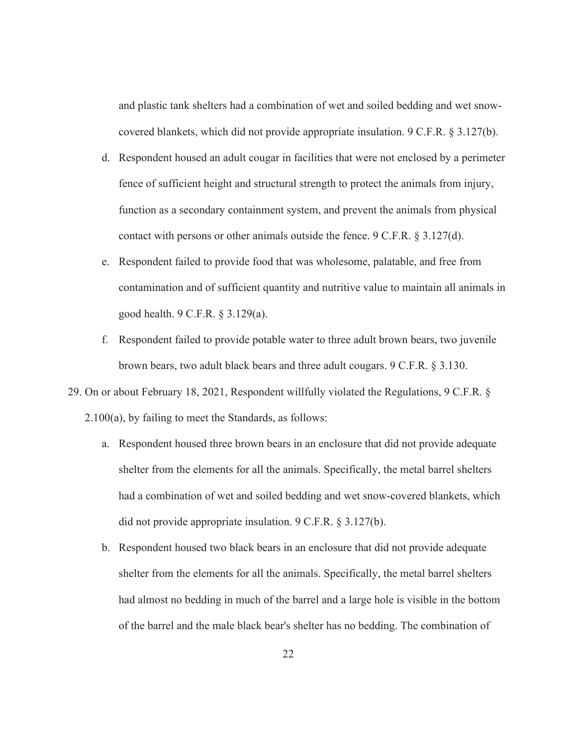and plastic tank shelters had a combination of wet and soiled bedding and wet snow-covered blankets, which did not provide appropriate insulation. 9 C.F.R. § 3.127(b).

d. Respondent housed an adult cougar in facilities that were not enclosed by a perimeter fence of sufficient height and structural strength to protect the animals from injury, function as a secondary containment system, and prevent the animals from physical contact with persons or other animals outside the fence. 9 C.F.R. § 3.127(d).

e. Respondent failed to provide food that was wholesome, palatable, and free from contamination and of sufficient quantity and nutritive value to maintain all animals in good health. 9 C.F.R. § 3.129(a).

f. Respondent failed to provide potable water to three adult brown bears, two juvenile brown bears, two adult black bears and three adult cougars. 9 C.F.R. § 3.130.

29. On or about February 18, 2021, Respondent willfully violated the Regulations, 9 C.F.R. § 2.100(a), by failing to meet the Standards, as follows:

    a. Respondent housed three brown bears in an enclosure that did not provide adequate shelter from the elements for all the animals. Specifically, the metal barrel shelters had a combination of wet and soiled bedding and wet snow-covered blankets, which did not provide appropriate insulation. 9 C.F.R. § 3.127(b).

    b. Respondent housed two black bears in an enclosure that did not provide adequate shelter from the elements for all the animals. Specifically, the metal barrel shelters had almost no bedding in much of the barrel and a large hole is visible in the bottom of the barrel and the male black bear's shelter has no bedding. The combination of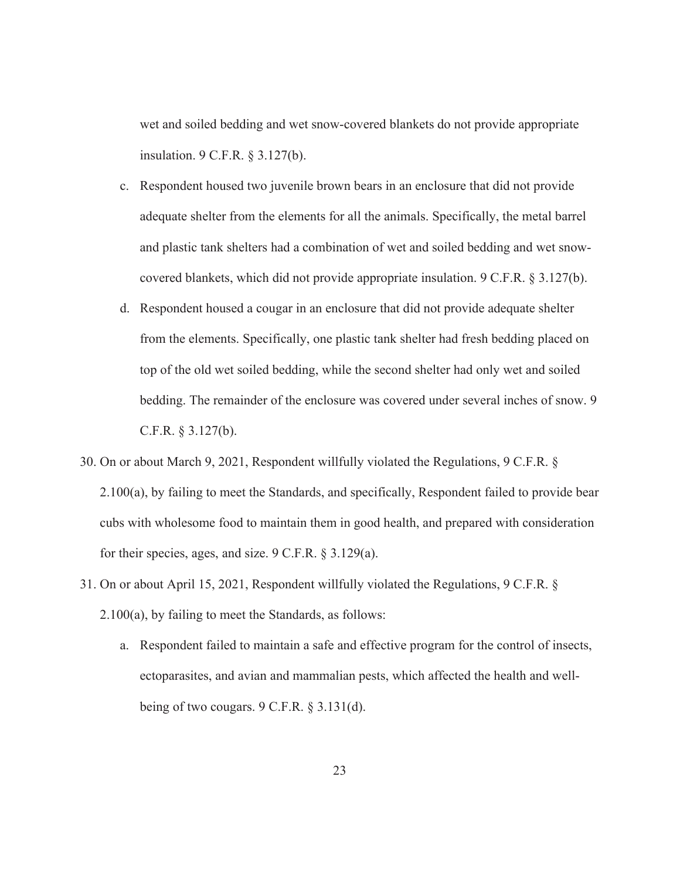wet and soiled bedding and wet snow-covered blankets do not provide appropriate insulation. 9 C.F.R. § 3.127(b).

c. Respondent housed two juvenile brown bears in an enclosure that did not provide adequate shelter from the elements for all the animals. Specifically, the metal barrel and plastic tank shelters had a combination of wet and soiled bedding and wet snow-covered blankets, which did not provide appropriate insulation. 9 C.F.R. § 3.127(b).

d. Respondent housed a cougar in an enclosure that did not provide adequate shelter from the elements. Specifically, one plastic tank shelter had fresh bedding placed on top of the old wet soiled bedding, while the second shelter had only wet and soiled bedding. The remainder of the enclosure was covered under several inches of snow. 9 C.F.R. § 3.127(b).

30. On or about March 9, 2021, Respondent willfully violated the Regulations, 9 C.F.R. § 2.100(a), by failing to meet the Standards, and specifically, Respondent failed to provide bear cubs with wholesome food to maintain them in good health, and prepared with consideration for their species, ages, and size. 9 C.F.R. § 3.129(a).

31. On or about April 15, 2021, Respondent willfully violated the Regulations, 9 C.F.R. § 2.100(a), by failing to meet the Standards, as follows:

    a. Respondent failed to maintain a safe and effective program for the control of insects, ectoparasites, and avian and mammalian pests, which affected the health and well-being of two cougars. 9 C.F.R. § 3.131(d).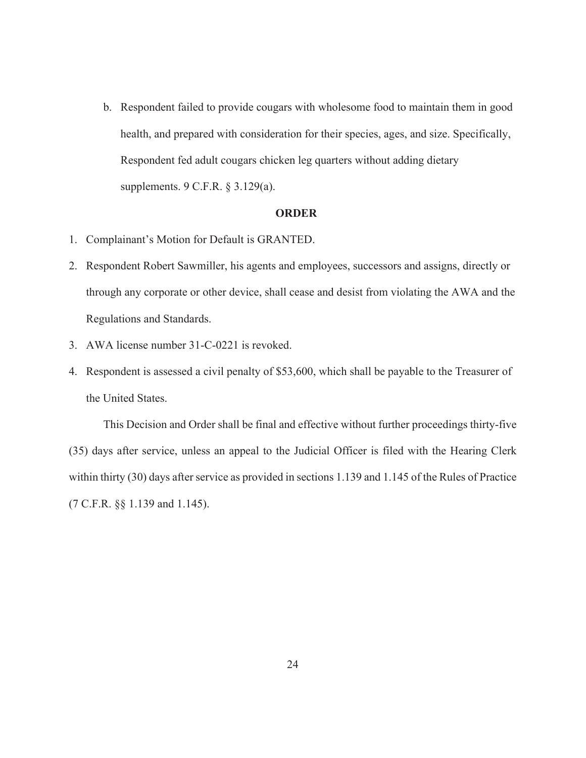b. Respondent failed to provide cougars with wholesome food to maintain them in good health, and prepared with consideration for their species, ages, and size. Specifically, Respondent fed adult cougars chicken leg quarters without adding dietary supplements. 9 C.F.R. § 3.129(a).

## ORDER

1. Complainant's Motion for Default is GRANTED.
2. Respondent Robert Sawmiller, his agents and employees, successors and assigns, directly or through any corporate or other device, shall cease and desist from violating the AWA and the Regulations and Standards.
3. AWA license number 31-C-0221 is revoked.
4. Respondent is assessed a civil penalty of $53,600, which shall be payable to the Treasurer of the United States.

This Decision and Order shall be final and effective without further proceedings thirty-five (35) days after service, unless an appeal to the Judicial Officer is filed with the Hearing Clerk within thirty (30) days after service as provided in sections 1.139 and 1.145 of the Rules of Practice (7 C.F.R. §§ 1.139 and 1.145).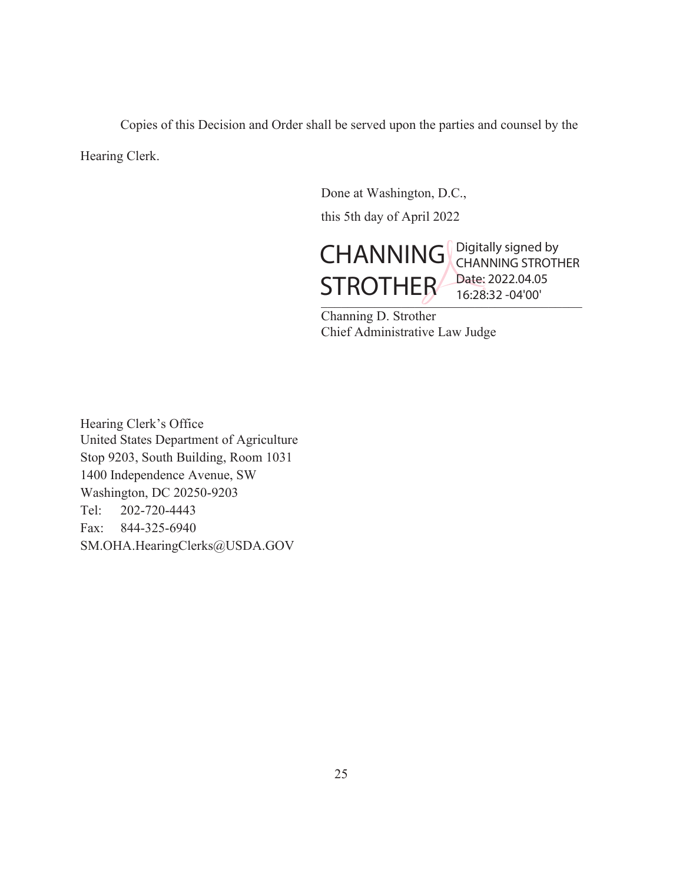Copies of this Decision and Order shall be served upon the parties and counsel by the Hearing Clerk.

Done at Washington, D.C.,
this 5th day of April 2022

CHANNING STROTHER
Digitally signed by CHANNING STROTHER
Date: 2022.04.05 16:28:32 -04'00'

Channing D. Strother
Chief Administrative Law Judge

Hearing Clerk's Office
United States Department of Agriculture
Stop 9203, South Building, Room 1031
1400 Independence Avenue, SW
Washington, DC 20250-9203
Tel: 202-720-4443
Fax: 844-325-6940
SM.OHA.HearingClerks@USDA.GOV